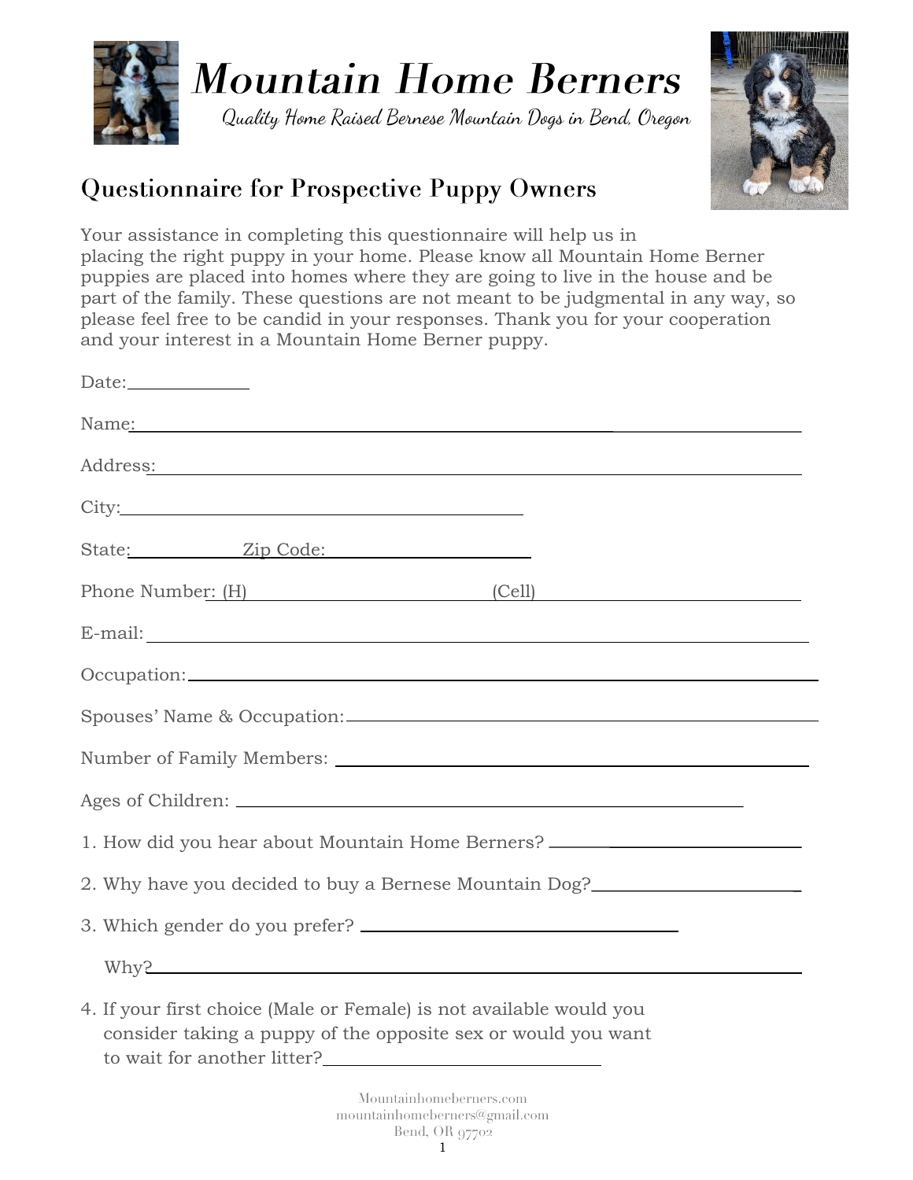# Mountain Home Berners

*Quality Home Raised Bernese Mountain Dogs in Bend, Oregon*

## Questionnaire for Prospective Puppy Owners

Your assistance in completing this questionnaire will help us in placing the right puppy in your home. Please know all Mountain Home Berner puppies are placed into homes where they are going to live in the house and be part of the family. These questions are not meant to be judgmental in any way, so please feel free to be candid in your responses. Thank you for your cooperation and your interest in a Mountain Home Berner puppy.

Date:\_\_\_\_\_\_\_\_\_\_\_\_

Name:\_\_\_\_\_\_\_\_\_\_\_\_\_\_\_\_\_\_\_\_\_\_\_\_\_\_\_\_\_\_\_\_\_\_\_\_\_\_\_\_\_\_\_\_\_\_\_\_\_\_\_\_

Address:\_\_\_\_\_\_\_\_\_\_\_\_\_\_\_\_\_\_\_\_\_\_\_\_\_\_\_\_\_\_\_\_\_\_\_\_\_\_\_\_\_\_\_\_\_\_\_\_\_\_\_\_

City:\_\_\_\_\_\_\_\_\_\_\_\_\_\_\_\_\_\_\_\_\_\_\_\_\_\_\_\_\_\_\_\_\_\_\_\_\_\_\_\_

State:\_\_\_\_\_\_\_\_\_\_ Zip Code:\_\_\_\_\_\_\_\_\_\_\_\_\_\_\_\_\_\_\_\_

Phone Number: (H)\_\_\_\_\_\_\_\_\_\_\_\_\_\_\_\_\_\_\_\_\_\_\_\_ (Cell)\_\_\_\_\_\_\_\_\_\_\_\_\_\_\_\_\_\_\_\_\_\_\_\_

E-mail:\_\_\_\_\_\_\_\_\_\_\_\_\_\_\_\_\_\_\_\_\_\_\_\_\_\_\_\_\_\_\_\_\_\_\_\_\_\_\_\_\_\_\_\_\_\_\_\_\_\_\_\_

Occupation:\_\_\_\_\_\_\_\_\_\_\_\_\_\_\_\_\_\_\_\_\_\_\_\_\_\_\_\_\_\_\_\_\_\_\_\_\_\_\_\_\_\_\_\_\_\_\_\_\_\_\_\_

Spouses' Name & Occupation:\_\_\_\_\_\_\_\_\_\_\_\_\_\_\_\_\_\_\_\_\_\_\_\_\_\_\_\_\_\_\_\_\_\_\_\_\_\_\_\_

Number of Family Members:\_\_\_\_\_\_\_\_\_\_\_\_\_\_\_\_\_\_\_\_\_\_\_\_\_\_\_\_\_\_\_\_\_\_\_\_\_\_\_\_

Ages of Children:\_\_\_\_\_\_\_\_\_\_\_\_\_\_\_\_\_\_\_\_\_\_\_\_\_\_\_\_\_\_\_\_\_\_\_\_\_\_\_\_\_\_\_\_\_\_

1. How did you hear about Mountain Home Berners?\_\_\_\_\_\_\_\_\_\_\_\_\_\_\_\_\_\_\_\_\_\_\_\_

2. Why have you decided to buy a Bernese Mountain Dog?\_\_\_\_\_\_\_\_\_\_\_\_\_\_\_\_\_\_\_\_

3. Which gender do you prefer?\_\_\_\_\_\_\_\_\_\_\_\_\_\_\_\_\_\_\_\_\_\_\_\_\_\_\_\_\_\_

   Why?\_\_\_\_\_\_\_\_\_\_\_\_\_\_\_\_\_\_\_\_\_\_\_\_\_\_\_\_\_\_\_\_\_\_\_\_\_\_\_\_\_\_\_\_\_\_\_\_\_\_\_\_\_\_\_\_

4. If your first choice (Male or Female) is not available would you consider taking a puppy of the opposite sex or would you want to wait for another litter?\_\_\_\_\_\_\_\_\_\_\_\_\_\_\_\_\_\_\_\_\_\_\_\_

Mountainhomeberners.com
mountainhomeberners@gmail.com
Bend, OR 97702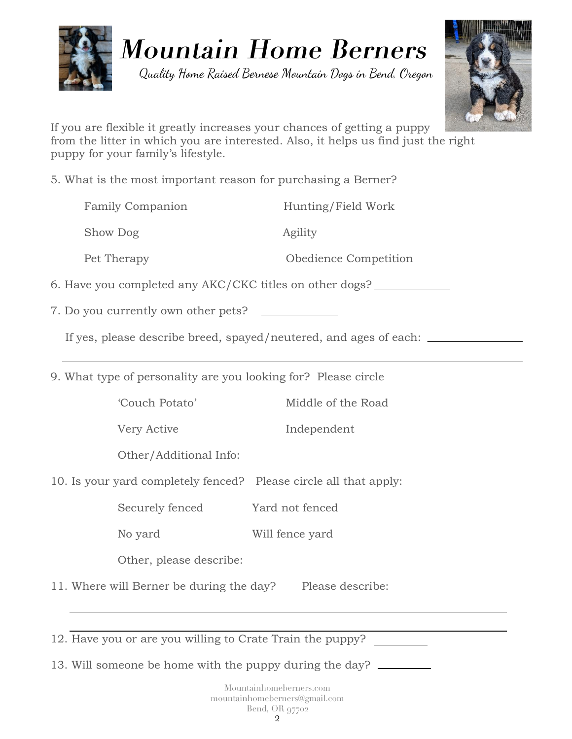# Mountain Home Berners

*Quality Home Raised Bernese Mountain Dogs in Bend, Oregon*

If you are flexible it greatly increases your chances of getting a puppy from the litter in which you are interested. Also, it helps us find just the right puppy for your family's lifestyle.

5. What is the most important reason for purchasing a Berner?

   - Family Companion
   - Hunting/Field Work
   - Show Dog
   - Agility
   - Pet Therapy
   - Obedience Competition

6. Have you completed any AKC/CKC titles on other dogs? ____________

7. Do you currently own other pets? ____________

   If yes, please describe breed, spayed/neutered, and ages of each: ______________

   ________________________________________________________________

9. What type of personality are you looking for? Please circle

   - 'Couch Potato'
   - Middle of the Road
   - Very Active
   - Independent
   - Other/Additional Info:

10. Is your yard completely fenced? Please circle all that apply:

    - Securely fenced
    - Yard not fenced
    - No yard
    - Will fence yard
    - Other, please describe:

11. Where will Berner be during the day? Please describe:

    ________________________________________________________________

    ________________________________________________________________

12. Have you or are you willing to Crate Train the puppy? ________

13. Will someone be home with the puppy during the day? ________

Mountainhomeberners.com
mountainhomeberners@gmail.com
Bend, OR 97702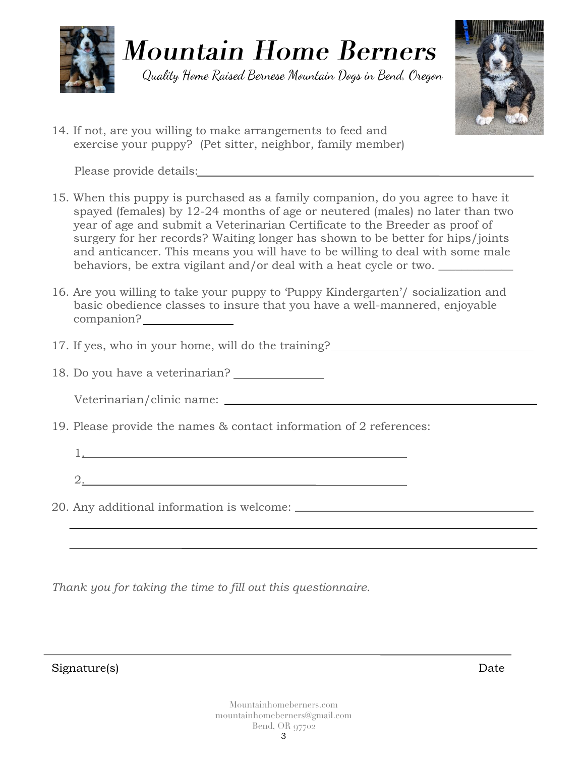# Mountain Home Berners

*Quality Home Raised Bernese Mountain Dogs in Bend, Oregon*

14. If not, are you willing to make arrangements to feed and exercise your puppy? (Pet sitter, neighbor, family member)

    Please provide details:______________________________________________

15. When this puppy is purchased as a family companion, do you agree to have it spayed (females) by 12-24 months of age or neutered (males) no later than two year of age and submit a Veterinarian Certificate to the Breeder as proof of surgery for her records? Waiting longer has shown to be better for hips/joints and anticancer. This means you will have to be willing to deal with some male behaviors, be extra vigilant and/or deal with a heat cycle or two. ____________

16. Are you willing to take your puppy to 'Puppy Kindergarten'/ socialization and basic obedience classes to insure that you have a well-mannered, enjoyable companion?______________

17. If yes, who in your home, will do the training?_____________________________

18. Do you have a veterinarian? ______________

    Veterinarian/clinic name: ____________________________________________

19. Please provide the names & contact information of 2 references:

    1.____________________________________________

    2.____________________________________________

20. Any additional information is welcome: _____________________________________

    ________________________________________________________________________

    ________________________________________________________________________

*Thank you for taking the time to fill out this questionnaire.*

________________________________________________________________________

Signature(s) Date

Mountainhomeberners.com
mountainhomeberners@gmail.com
Bend, OR 97702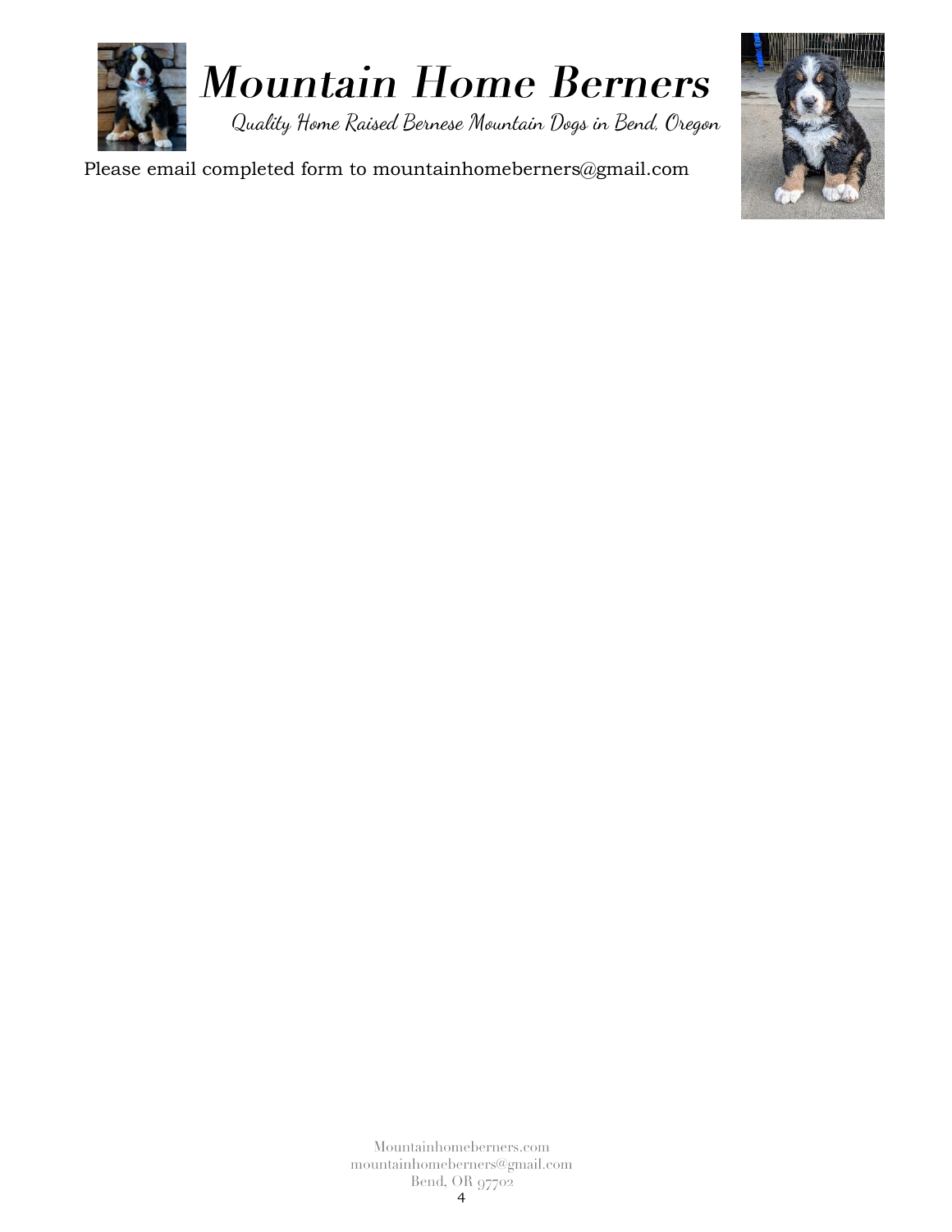# Mountain Home Berners

*Quality Home Raised Bernese Mountain Dogs in Bend, Oregon*

Please email completed form to mountainhomeberners@gmail.com